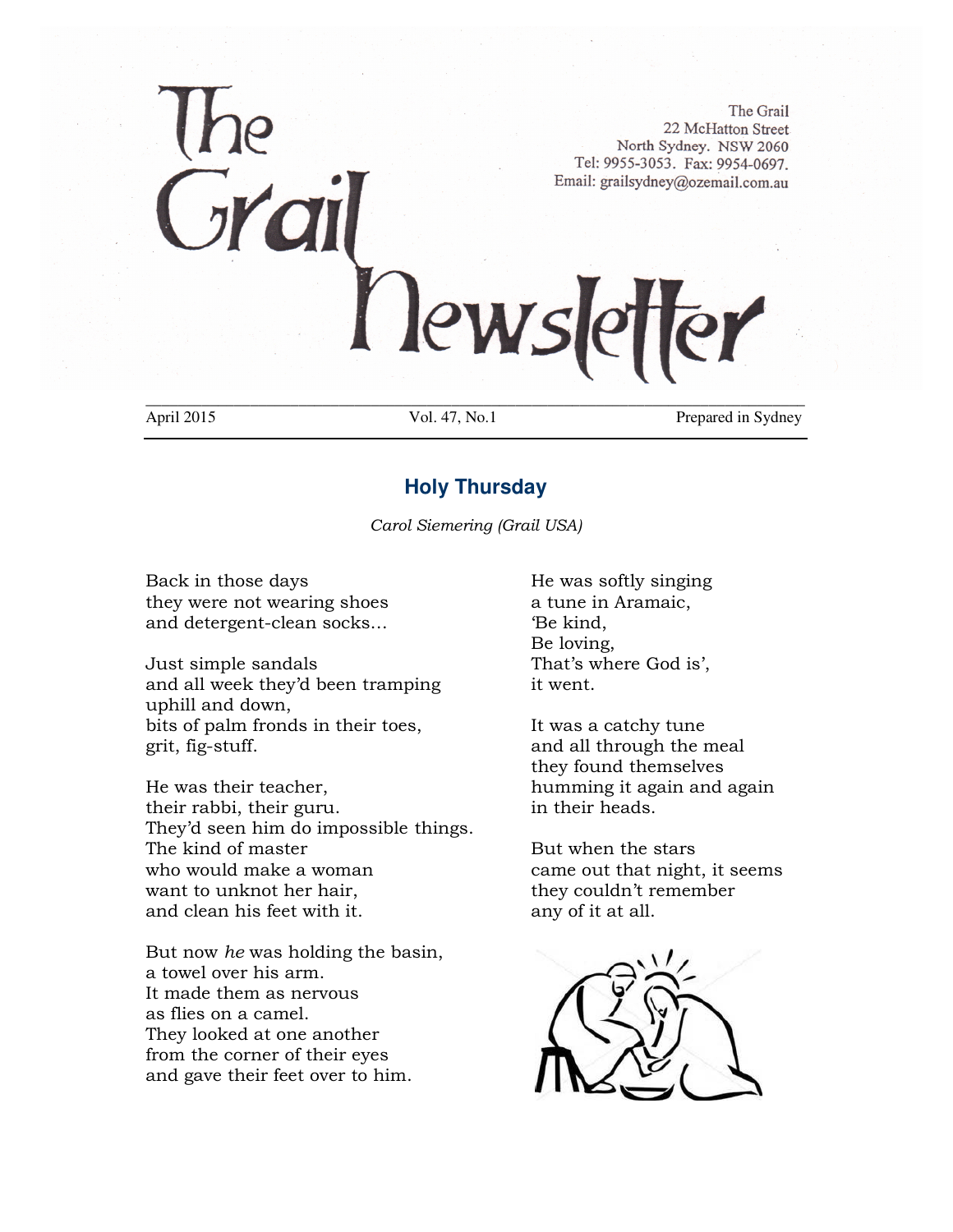# The Grail Newsletter

The Grail
22 McHatton Street
North Sydney. NSW 2060
Tel: 9955-3053. Fax: 9954-0697.
Email: grailsydney@ozemail.com.au

April 2015 | Vol. 47, No.1 | Prepared in Sydney

## Holy Thursday

*Carol Siemering (Grail USA)*

Back in those days
they were not wearing shoes
and detergent-clean socks…

Just simple sandals
and all week they'd been tramping
uphill and down,
bits of palm fronds in their toes,
grit, fig-stuff.

He was their teacher,
their rabbi, their guru.
They'd seen him do impossible things.
The kind of master
who would make a woman
want to unknot her hair,
and clean his feet with it.

But now *he* was holding the basin,
a towel over his arm.
It made them as nervous
as flies on a camel.
They looked at one another
from the corner of their eyes
and gave their feet over to him.

He was softly singing
a tune in Aramaic,
'Be kind,
Be loving,
That's where God is',
it went.

It was a catchy tune
and all through the meal
they found themselves
humming it again and again
in their heads.

But when the stars
came out that night, it seems
they couldn't remember
any of it at all.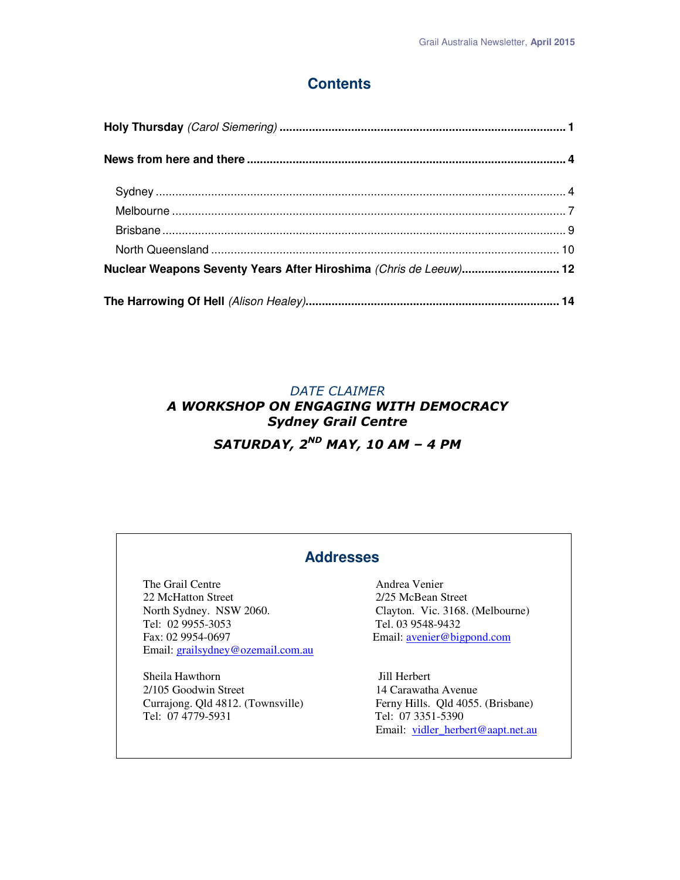# Contents

**Holy Thursday** *(Carol Siemering)* ........................................................................................ **1**

**News from here and there** ................................................................................................ **4**

- Sydney ............................................................................................................................ 4
- Melbourne ....................................................................................................................... 7
- Brisbane .......................................................................................................................... 9
- North Queensland ......................................................................................................... 10

**Nuclear Weapons Seventy Years After Hiroshima** *(Chris de Leeuw)*.............................. **12**

**The Harrowing Of Hell** *(Alison Healey)*............................................................................. **14**

*DATE CLAIMER*

***A WORKSHOP ON ENGAGING WITH DEMOCRACY***
***Sydney Grail Centre***

***SATURDAY, 2ND MAY, 10 AM – 4 PM***

## Addresses

The Grail Centre
22 McHatton Street
North Sydney. NSW 2060.
Tel: 02 9955-3053
Fax: 02 9954-0697
Email: grailsydney@ozemail.com.au

Andrea Venier
2/25 McBean Street
Clayton. Vic. 3168. (Melbourne)
Tel. 03 9548-9432
Email: avenier@bigpond.com

Sheila Hawthorn
2/105 Goodwin Street
Currajong. Qld 4812. (Townsville)
Tel: 07 4779-5931

Jill Herbert
14 Carawatha Avenue
Ferny Hills. Qld 4055. (Brisbane)
Tel: 07 3351-5390
Email: vidler_herbert@aapt.net.au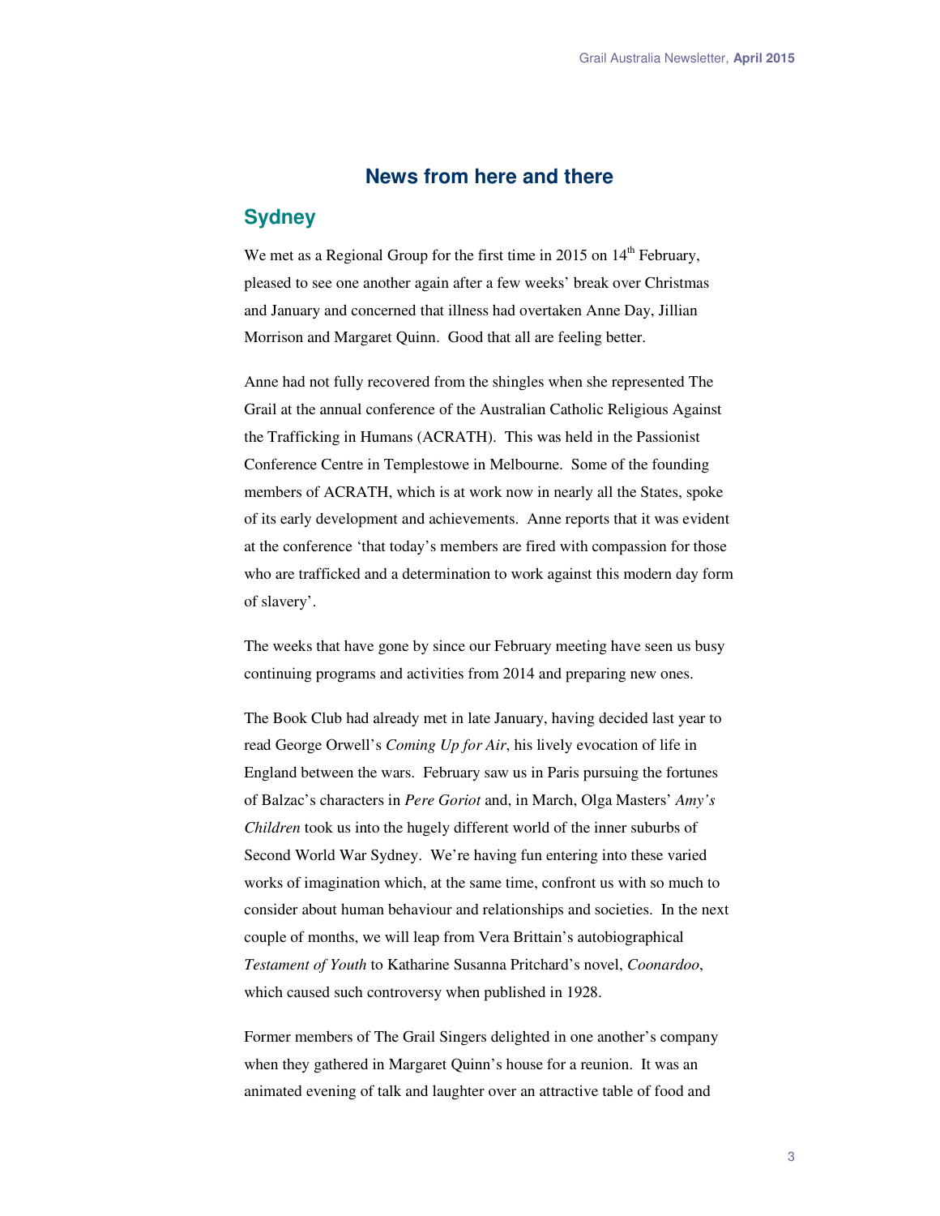## News from here and there

### Sydney

We met as a Regional Group for the first time in 2015 on 14th February, pleased to see one another again after a few weeks' break over Christmas and January and concerned that illness had overtaken Anne Day, Jillian Morrison and Margaret Quinn. Good that all are feeling better.

Anne had not fully recovered from the shingles when she represented The Grail at the annual conference of the Australian Catholic Religious Against the Trafficking in Humans (ACRATH). This was held in the Passionist Conference Centre in Templestowe in Melbourne. Some of the founding members of ACRATH, which is at work now in nearly all the States, spoke of its early development and achievements. Anne reports that it was evident at the conference 'that today's members are fired with compassion for those who are trafficked and a determination to work against this modern day form of slavery'.

The weeks that have gone by since our February meeting have seen us busy continuing programs and activities from 2014 and preparing new ones.

The Book Club had already met in late January, having decided last year to read George Orwell's *Coming Up for Air*, his lively evocation of life in England between the wars. February saw us in Paris pursuing the fortunes of Balzac's characters in *Pere Goriot* and, in March, Olga Masters' *Amy's Children* took us into the hugely different world of the inner suburbs of Second World War Sydney. We're having fun entering into these varied works of imagination which, at the same time, confront us with so much to consider about human behaviour and relationships and societies. In the next couple of months, we will leap from Vera Brittain's autobiographical *Testament of Youth* to Katharine Susanna Pritchard's novel, *Coonardoo*, which caused such controversy when published in 1928.

Former members of The Grail Singers delighted in one another's company when they gathered in Margaret Quinn's house for a reunion. It was an animated evening of talk and laughter over an attractive table of food and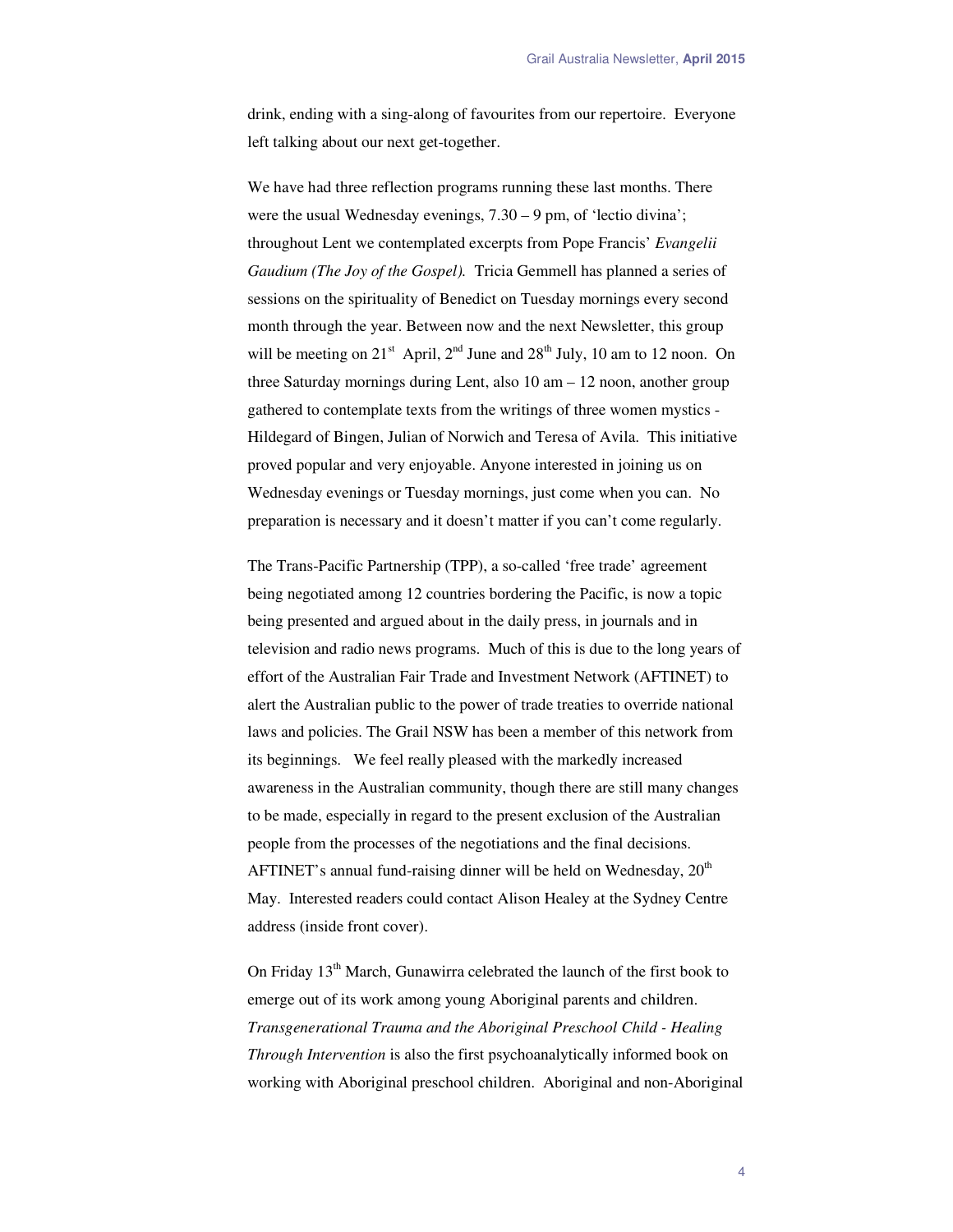drink, ending with a sing-along of favourites from our repertoire. Everyone left talking about our next get-together.

We have had three reflection programs running these last months. There were the usual Wednesday evenings, 7.30 – 9 pm, of 'lectio divina'; throughout Lent we contemplated excerpts from Pope Francis' *Evangelii Gaudium (The Joy of the Gospel).* Tricia Gemmell has planned a series of sessions on the spirituality of Benedict on Tuesday mornings every second month through the year. Between now and the next Newsletter, this group will be meeting on 21st April, 2nd June and 28th July, 10 am to 12 noon. On three Saturday mornings during Lent, also 10 am – 12 noon, another group gathered to contemplate texts from the writings of three women mystics - Hildegard of Bingen, Julian of Norwich and Teresa of Avila. This initiative proved popular and very enjoyable. Anyone interested in joining us on Wednesday evenings or Tuesday mornings, just come when you can. No preparation is necessary and it doesn't matter if you can't come regularly.

The Trans-Pacific Partnership (TPP), a so-called 'free trade' agreement being negotiated among 12 countries bordering the Pacific, is now a topic being presented and argued about in the daily press, in journals and in television and radio news programs. Much of this is due to the long years of effort of the Australian Fair Trade and Investment Network (AFTINET) to alert the Australian public to the power of trade treaties to override national laws and policies. The Grail NSW has been a member of this network from its beginnings. We feel really pleased with the markedly increased awareness in the Australian community, though there are still many changes to be made, especially in regard to the present exclusion of the Australian people from the processes of the negotiations and the final decisions. AFTINET's annual fund-raising dinner will be held on Wednesday, 20th May. Interested readers could contact Alison Healey at the Sydney Centre address (inside front cover).

On Friday 13th March, Gunawirra celebrated the launch of the first book to emerge out of its work among young Aboriginal parents and children. *Transgenerational Trauma and the Aboriginal Preschool Child - Healing Through Intervention* is also the first psychoanalytically informed book on working with Aboriginal preschool children. Aboriginal and non-Aboriginal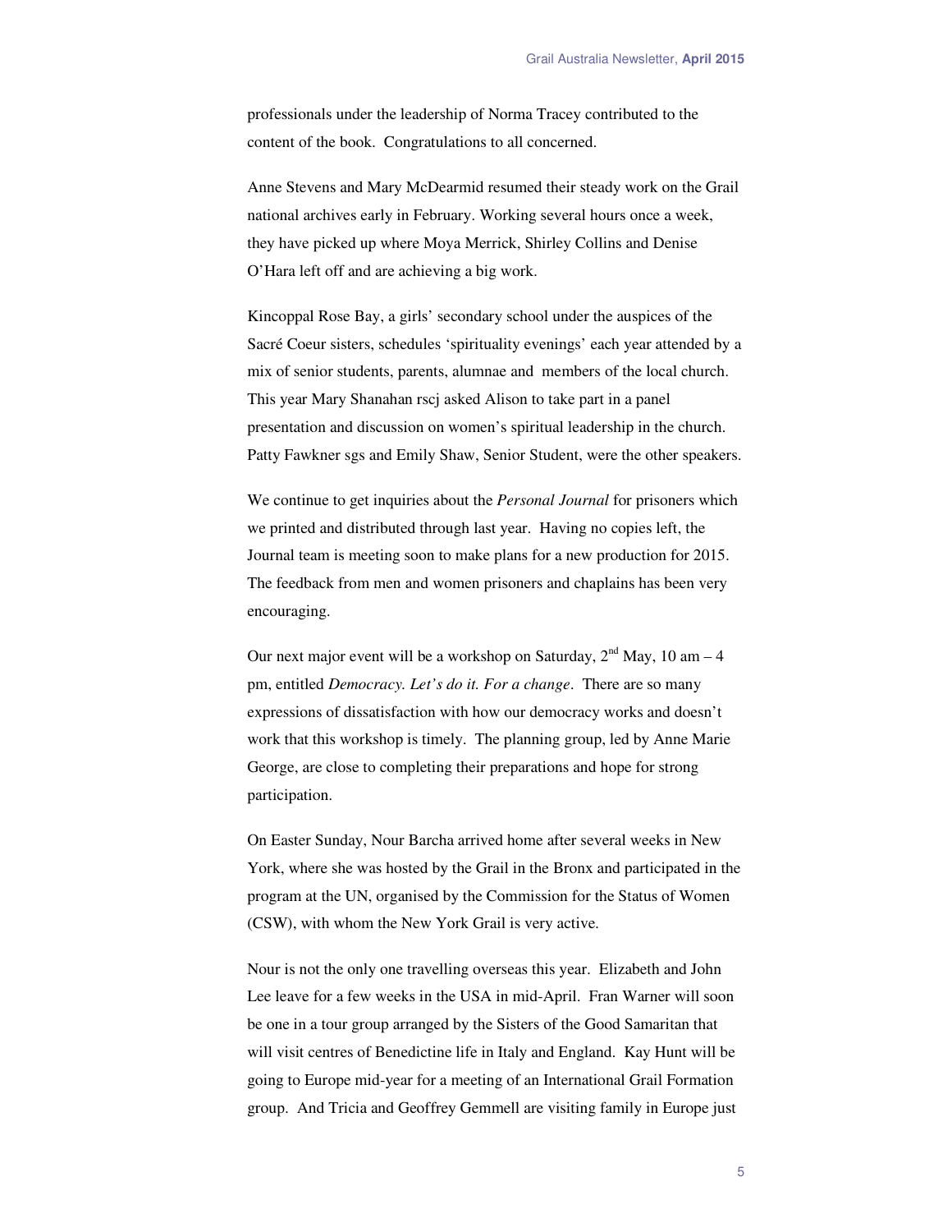professionals under the leadership of Norma Tracey contributed to the content of the book. Congratulations to all concerned.

Anne Stevens and Mary McDearmid resumed their steady work on the Grail national archives early in February. Working several hours once a week, they have picked up where Moya Merrick, Shirley Collins and Denise O'Hara left off and are achieving a big work.

Kincoppal Rose Bay, a girls' secondary school under the auspices of the Sacré Coeur sisters, schedules 'spirituality evenings' each year attended by a mix of senior students, parents, alumnae and members of the local church. This year Mary Shanahan rscj asked Alison to take part in a panel presentation and discussion on women's spiritual leadership in the church. Patty Fawkner sgs and Emily Shaw, Senior Student, were the other speakers.

We continue to get inquiries about the *Personal Journal* for prisoners which we printed and distributed through last year. Having no copies left, the Journal team is meeting soon to make plans for a new production for 2015. The feedback from men and women prisoners and chaplains has been very encouraging.

Our next major event will be a workshop on Saturday, 2nd May, 10 am – 4 pm, entitled *Democracy. Let's do it. For a change*. There are so many expressions of dissatisfaction with how our democracy works and doesn't work that this workshop is timely. The planning group, led by Anne Marie George, are close to completing their preparations and hope for strong participation.

On Easter Sunday, Nour Barcha arrived home after several weeks in New York, where she was hosted by the Grail in the Bronx and participated in the program at the UN, organised by the Commission for the Status of Women (CSW), with whom the New York Grail is very active.

Nour is not the only one travelling overseas this year. Elizabeth and John Lee leave for a few weeks in the USA in mid-April. Fran Warner will soon be one in a tour group arranged by the Sisters of the Good Samaritan that will visit centres of Benedictine life in Italy and England. Kay Hunt will be going to Europe mid-year for a meeting of an International Grail Formation group. And Tricia and Geoffrey Gemmell are visiting family in Europe just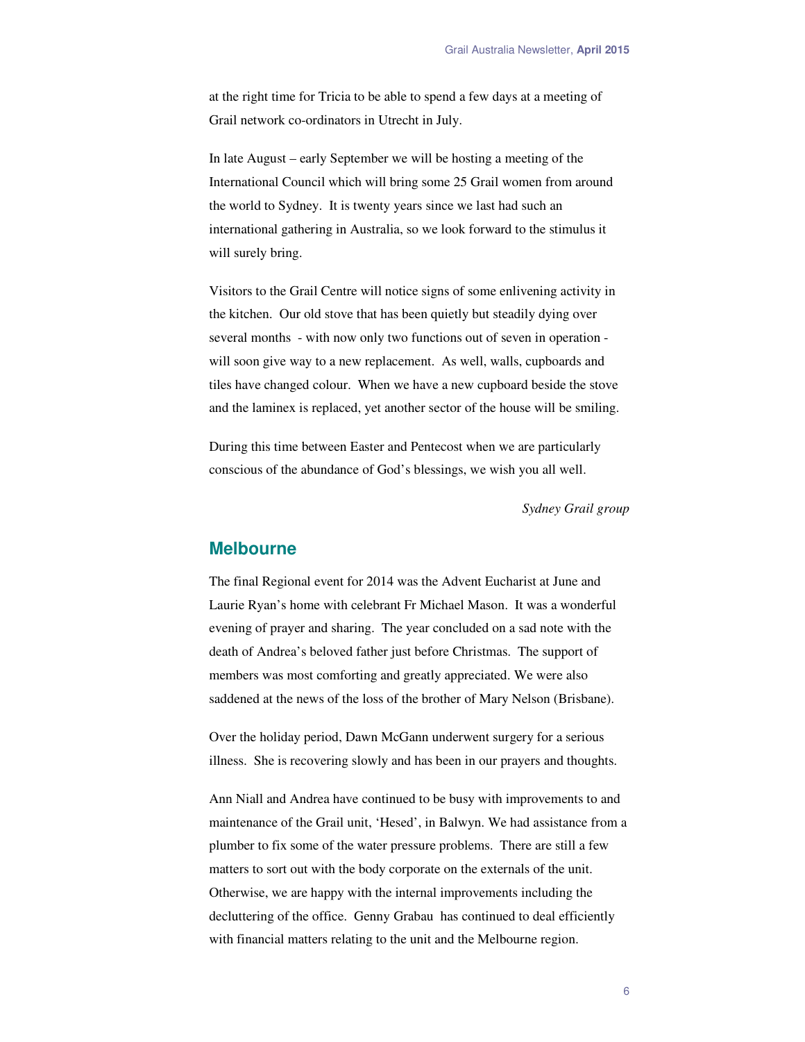at the right time for Tricia to be able to spend a few days at a meeting of Grail network co-ordinators in Utrecht in July.

In late August – early September we will be hosting a meeting of the International Council which will bring some 25 Grail women from around the world to Sydney. It is twenty years since we last had such an international gathering in Australia, so we look forward to the stimulus it will surely bring.

Visitors to the Grail Centre will notice signs of some enlivening activity in the kitchen. Our old stove that has been quietly but steadily dying over several months - with now only two functions out of seven in operation - will soon give way to a new replacement. As well, walls, cupboards and tiles have changed colour. When we have a new cupboard beside the stove and the laminex is replaced, yet another sector of the house will be smiling.

During this time between Easter and Pentecost when we are particularly conscious of the abundance of God's blessings, we wish you all well.

*Sydney Grail group*

## Melbourne

The final Regional event for 2014 was the Advent Eucharist at June and Laurie Ryan's home with celebrant Fr Michael Mason. It was a wonderful evening of prayer and sharing. The year concluded on a sad note with the death of Andrea's beloved father just before Christmas. The support of members was most comforting and greatly appreciated. We were also saddened at the news of the loss of the brother of Mary Nelson (Brisbane).

Over the holiday period, Dawn McGann underwent surgery for a serious illness. She is recovering slowly and has been in our prayers and thoughts.

Ann Niall and Andrea have continued to be busy with improvements to and maintenance of the Grail unit, 'Hesed', in Balwyn. We had assistance from a plumber to fix some of the water pressure problems. There are still a few matters to sort out with the body corporate on the externals of the unit. Otherwise, we are happy with the internal improvements including the decluttering of the office. Genny Grabau has continued to deal efficiently with financial matters relating to the unit and the Melbourne region.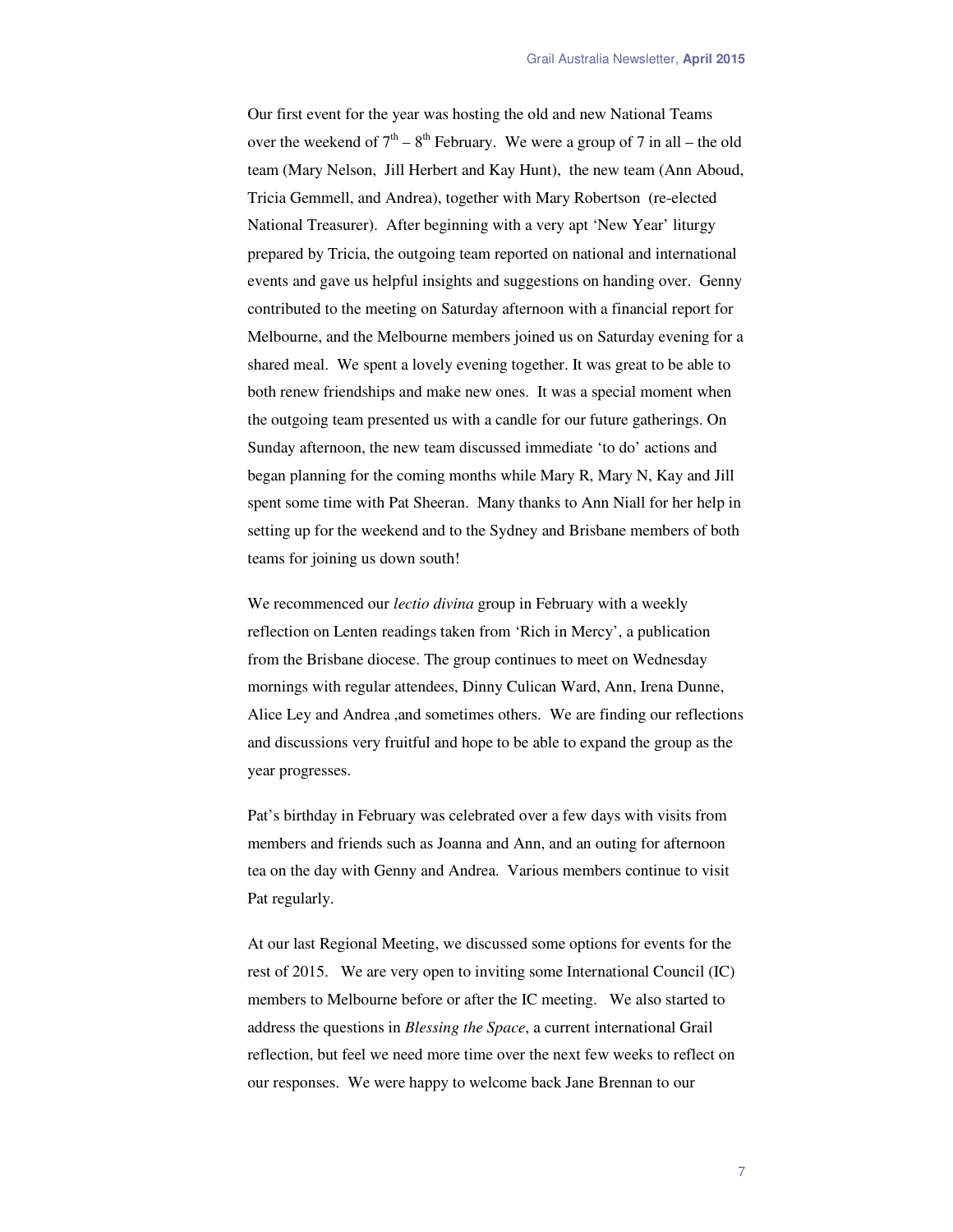Our first event for the year was hosting the old and new National Teams over the weekend of 7th – 8th February. We were a group of 7 in all – the old team (Mary Nelson, Jill Herbert and Kay Hunt), the new team (Ann Aboud, Tricia Gemmell, and Andrea), together with Mary Robertson (re-elected National Treasurer). After beginning with a very apt 'New Year' liturgy prepared by Tricia, the outgoing team reported on national and international events and gave us helpful insights and suggestions on handing over. Genny contributed to the meeting on Saturday afternoon with a financial report for Melbourne, and the Melbourne members joined us on Saturday evening for a shared meal. We spent a lovely evening together. It was great to be able to both renew friendships and make new ones. It was a special moment when the outgoing team presented us with a candle for our future gatherings. On Sunday afternoon, the new team discussed immediate 'to do' actions and began planning for the coming months while Mary R, Mary N, Kay and Jill spent some time with Pat Sheeran. Many thanks to Ann Niall for her help in setting up for the weekend and to the Sydney and Brisbane members of both teams for joining us down south!

We recommenced our *lectio divina* group in February with a weekly reflection on Lenten readings taken from 'Rich in Mercy', a publication from the Brisbane diocese. The group continues to meet on Wednesday mornings with regular attendees, Dinny Culican Ward, Ann, Irena Dunne, Alice Ley and Andrea ,and sometimes others. We are finding our reflections and discussions very fruitful and hope to be able to expand the group as the year progresses.

Pat's birthday in February was celebrated over a few days with visits from members and friends such as Joanna and Ann, and an outing for afternoon tea on the day with Genny and Andrea. Various members continue to visit Pat regularly.

At our last Regional Meeting, we discussed some options for events for the rest of 2015. We are very open to inviting some International Council (IC) members to Melbourne before or after the IC meeting. We also started to address the questions in *Blessing the Space*, a current international Grail reflection, but feel we need more time over the next few weeks to reflect on our responses. We were happy to welcome back Jane Brennan to our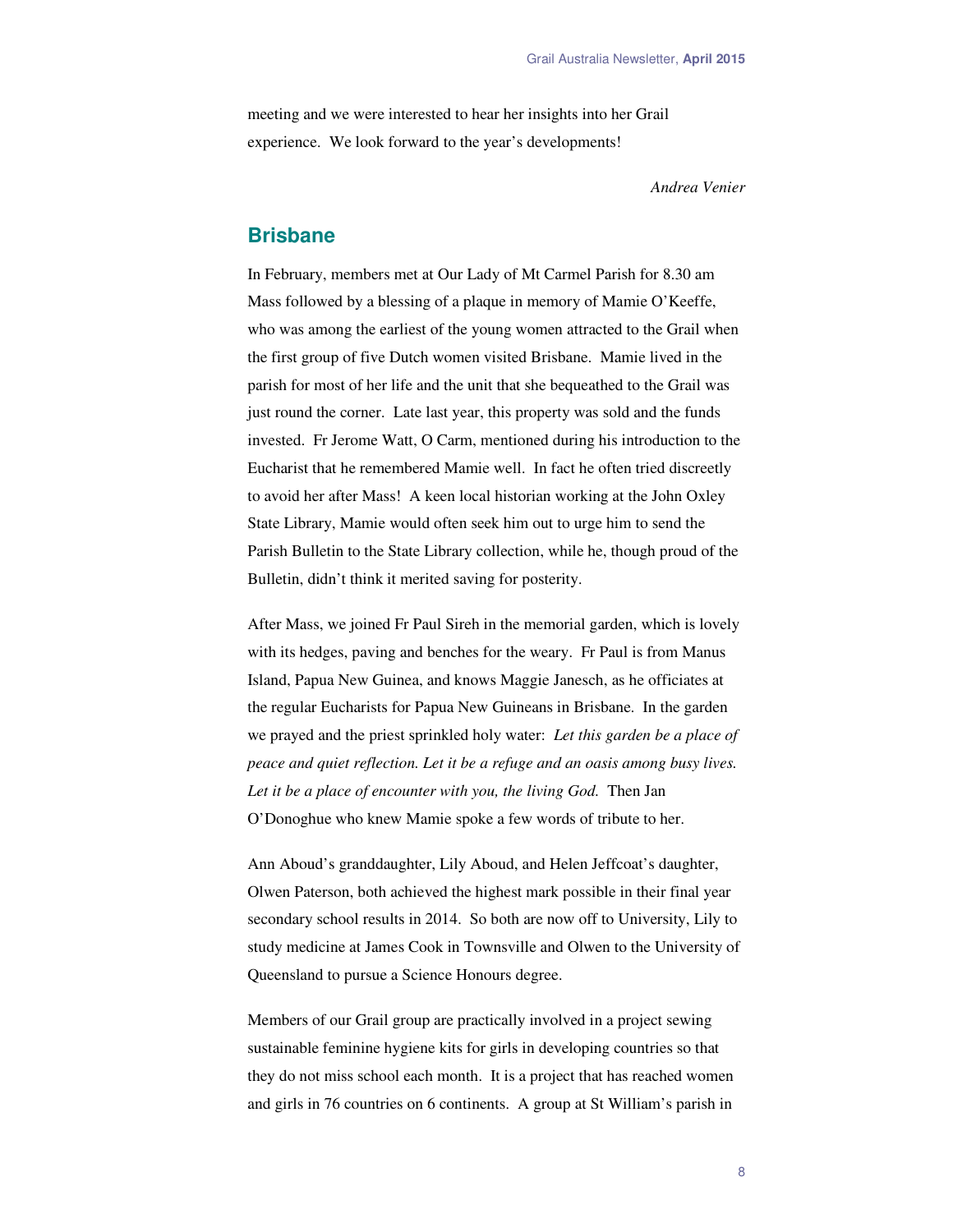meeting and we were interested to hear her insights into her Grail experience. We look forward to the year's developments!

*Andrea Venier*

## Brisbane

In February, members met at Our Lady of Mt Carmel Parish for 8.30 am Mass followed by a blessing of a plaque in memory of Mamie O'Keeffe, who was among the earliest of the young women attracted to the Grail when the first group of five Dutch women visited Brisbane. Mamie lived in the parish for most of her life and the unit that she bequeathed to the Grail was just round the corner. Late last year, this property was sold and the funds invested. Fr Jerome Watt, O Carm, mentioned during his introduction to the Eucharist that he remembered Mamie well. In fact he often tried discreetly to avoid her after Mass! A keen local historian working at the John Oxley State Library, Mamie would often seek him out to urge him to send the Parish Bulletin to the State Library collection, while he, though proud of the Bulletin, didn't think it merited saving for posterity.

After Mass, we joined Fr Paul Sireh in the memorial garden, which is lovely with its hedges, paving and benches for the weary. Fr Paul is from Manus Island, Papua New Guinea, and knows Maggie Janesch, as he officiates at the regular Eucharists for Papua New Guineans in Brisbane. In the garden we prayed and the priest sprinkled holy water: *Let this garden be a place of peace and quiet reflection. Let it be a refuge and an oasis among busy lives. Let it be a place of encounter with you, the living God.* Then Jan O'Donoghue who knew Mamie spoke a few words of tribute to her.

Ann Aboud's granddaughter, Lily Aboud, and Helen Jeffcoat's daughter, Olwen Paterson, both achieved the highest mark possible in their final year secondary school results in 2014. So both are now off to University, Lily to study medicine at James Cook in Townsville and Olwen to the University of Queensland to pursue a Science Honours degree.

Members of our Grail group are practically involved in a project sewing sustainable feminine hygiene kits for girls in developing countries so that they do not miss school each month. It is a project that has reached women and girls in 76 countries on 6 continents. A group at St William's parish in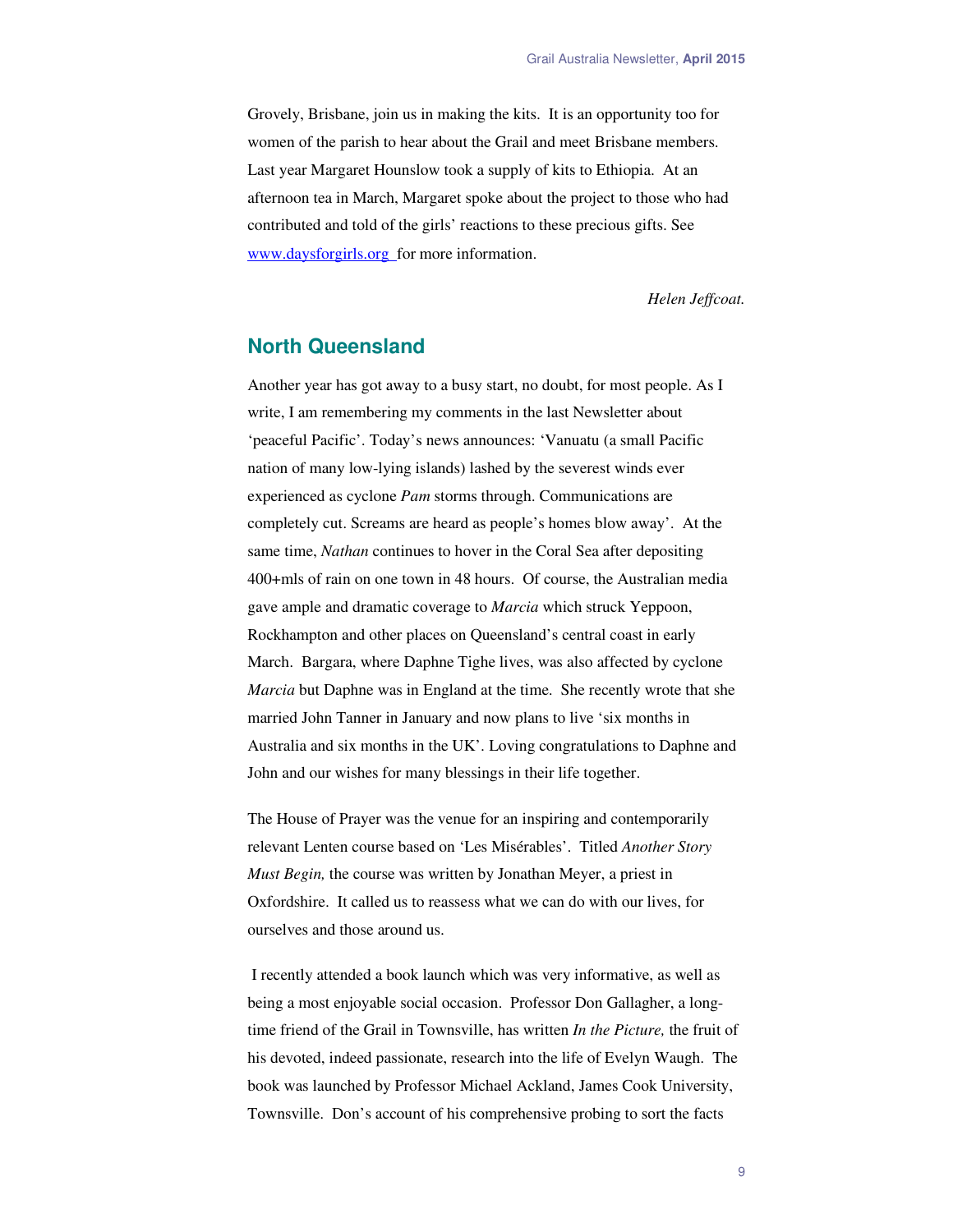Grovely, Brisbane, join us in making the kits. It is an opportunity too for women of the parish to hear about the Grail and meet Brisbane members. Last year Margaret Hounslow took a supply of kits to Ethiopia. At an afternoon tea in March, Margaret spoke about the project to those who had contributed and told of the girls' reactions to these precious gifts. See [www.daysforgirls.org](http://www.daysforgirls.org) for more information.

*Helen Jeffcoat.*

## North Queensland

Another year has got away to a busy start, no doubt, for most people. As I write, I am remembering my comments in the last Newsletter about 'peaceful Pacific'. Today's news announces: 'Vanuatu (a small Pacific nation of many low-lying islands) lashed by the severest winds ever experienced as cyclone *Pam* storms through. Communications are completely cut. Screams are heard as people's homes blow away'. At the same time, *Nathan* continues to hover in the Coral Sea after depositing 400+mls of rain on one town in 48 hours. Of course, the Australian media gave ample and dramatic coverage to *Marcia* which struck Yeppoon, Rockhampton and other places on Queensland's central coast in early March. Bargara, where Daphne Tighe lives, was also affected by cyclone *Marcia* but Daphne was in England at the time. She recently wrote that she married John Tanner in January and now plans to live 'six months in Australia and six months in the UK'. Loving congratulations to Daphne and John and our wishes for many blessings in their life together.

The House of Prayer was the venue for an inspiring and contemporarily relevant Lenten course based on 'Les Misérables'. Titled *Another Story Must Begin,* the course was written by Jonathan Meyer, a priest in Oxfordshire. It called us to reassess what we can do with our lives, for ourselves and those around us.

I recently attended a book launch which was very informative, as well as being a most enjoyable social occasion. Professor Don Gallagher, a long-time friend of the Grail in Townsville, has written *In the Picture,* the fruit of his devoted, indeed passionate, research into the life of Evelyn Waugh. The book was launched by Professor Michael Ackland, James Cook University, Townsville. Don's account of his comprehensive probing to sort the facts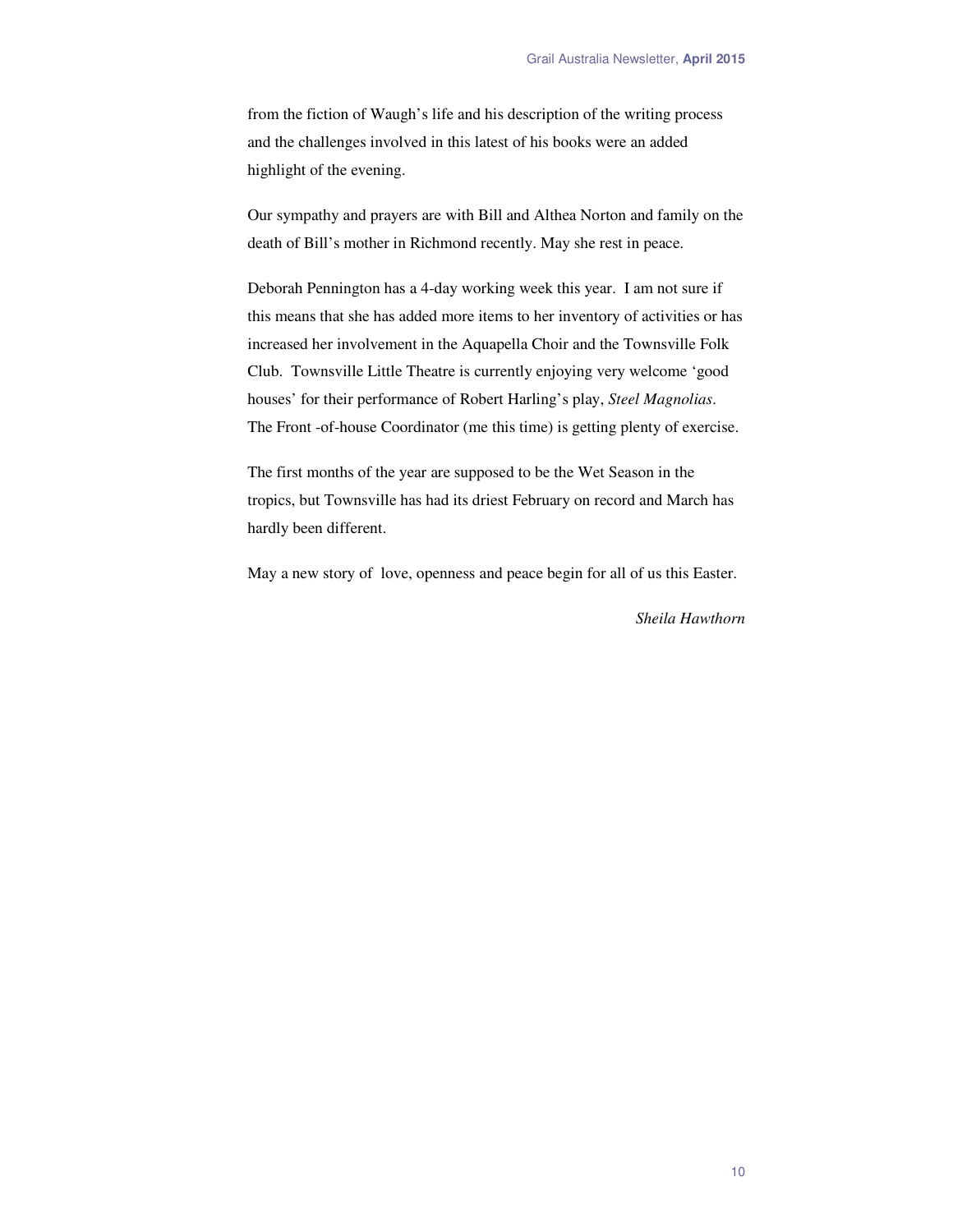from the fiction of Waugh's life and his description of the writing process and the challenges involved in this latest of his books were an added highlight of the evening.

Our sympathy and prayers are with Bill and Althea Norton and family on the death of Bill's mother in Richmond recently. May she rest in peace.

Deborah Pennington has a 4-day working week this year. I am not sure if this means that she has added more items to her inventory of activities or has increased her involvement in the Aquapella Choir and the Townsville Folk Club. Townsville Little Theatre is currently enjoying very welcome 'good houses' for their performance of Robert Harling's play, *Steel Magnolias*. The Front -of-house Coordinator (me this time) is getting plenty of exercise.

The first months of the year are supposed to be the Wet Season in the tropics, but Townsville has had its driest February on record and March has hardly been different.

May a new story of love, openness and peace begin for all of us this Easter.

*Sheila Hawthorn*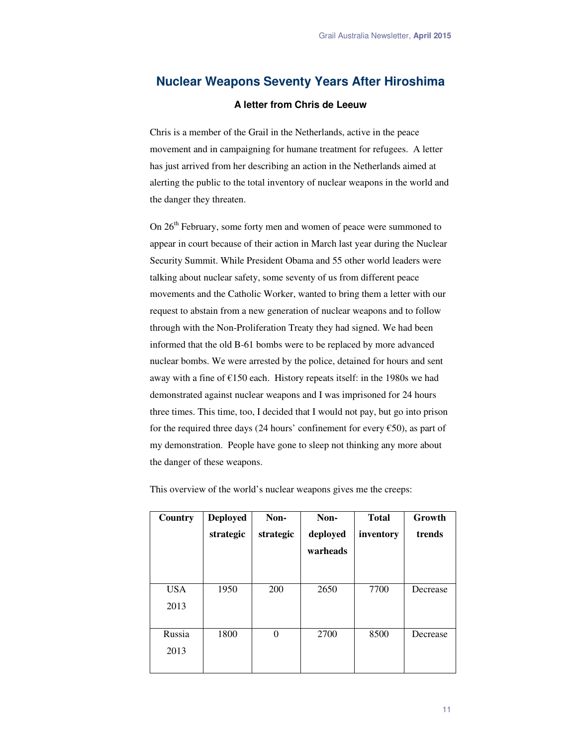# Nuclear Weapons Seventy Years After Hiroshima

### A letter from Chris de Leeuw

Chris is a member of the Grail in the Netherlands, active in the peace movement and in campaigning for humane treatment for refugees. A letter has just arrived from her describing an action in the Netherlands aimed at alerting the public to the total inventory of nuclear weapons in the world and the danger they threaten.

On 26th February, some forty men and women of peace were summoned to appear in court because of their action in March last year during the Nuclear Security Summit. While President Obama and 55 other world leaders were talking about nuclear safety, some seventy of us from different peace movements and the Catholic Worker, wanted to bring them a letter with our request to abstain from a new generation of nuclear weapons and to follow through with the Non-Proliferation Treaty they had signed. We had been informed that the old B-61 bombs were to be replaced by more advanced nuclear bombs. We were arrested by the police, detained for hours and sent away with a fine of €150 each. History repeats itself: in the 1980s we had demonstrated against nuclear weapons and I was imprisoned for 24 hours three times. This time, too, I decided that I would not pay, but go into prison for the required three days (24 hours' confinement for every €50), as part of my demonstration. People have gone to sleep not thinking any more about the danger of these weapons.

This overview of the world's nuclear weapons gives me the creeps:

| Country | Deployed strategic | Non-strategic | Non-deployed warheads | Total inventory | Growth trends |
|---|---|---|---|---|---|
| USA 2013 | 1950 | 200 | 2650 | 7700 | Decrease |
| Russia 2013 | 1800 | 0 | 2700 | 8500 | Decrease |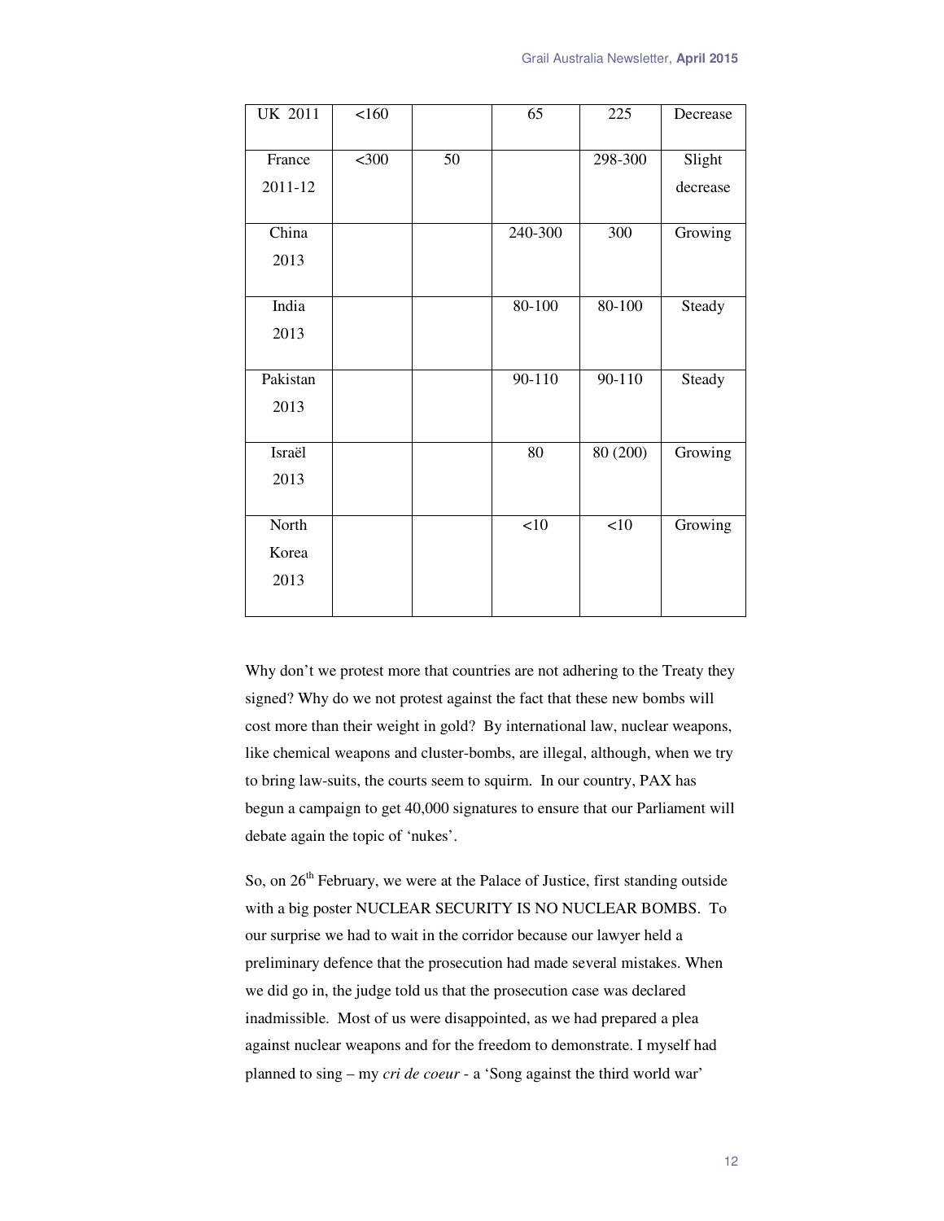| UK 2011 | <160 | | 65 | 225 | Decrease |
|---|---|---|---|---|---|
| France 2011-12 | <300 | 50 | | 298-300 | Slight decrease |
| China 2013 | | | 240-300 | 300 | Growing |
| India 2013 | | | 80-100 | 80-100 | Steady |
| Pakistan 2013 | | | 90-110 | 90-110 | Steady |
| Israël 2013 | | | 80 | 80 (200) | Growing |
| North Korea 2013 | | | <10 | <10 | Growing |

Why don't we protest more that countries are not adhering to the Treaty they signed? Why do we not protest against the fact that these new bombs will cost more than their weight in gold? By international law, nuclear weapons, like chemical weapons and cluster-bombs, are illegal, although, when we try to bring law-suits, the courts seem to squirm. In our country, PAX has begun a campaign to get 40,000 signatures to ensure that our Parliament will debate again the topic of 'nukes'.

So, on 26th February, we were at the Palace of Justice, first standing outside with a big poster NUCLEAR SECURITY IS NO NUCLEAR BOMBS. To our surprise we had to wait in the corridor because our lawyer held a preliminary defence that the prosecution had made several mistakes. When we did go in, the judge told us that the prosecution case was declared inadmissible. Most of us were disappointed, as we had prepared a plea against nuclear weapons and for the freedom to demonstrate. I myself had planned to sing – my *cri de coeur* - a 'Song against the third world war'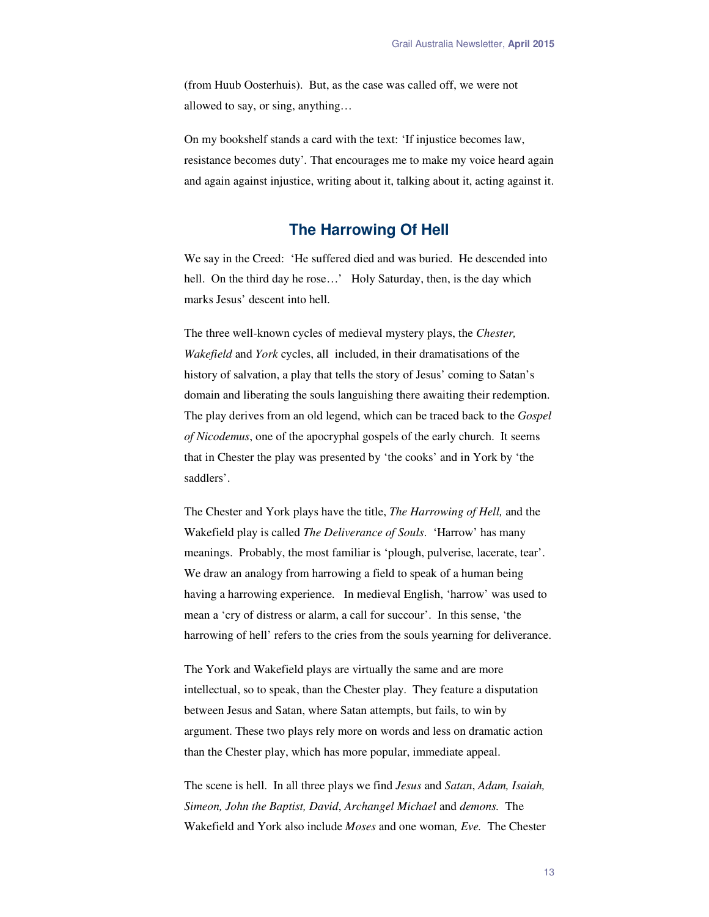(from Huub Oosterhuis). But, as the case was called off, we were not allowed to say, or sing, anything…

On my bookshelf stands a card with the text: 'If injustice becomes law, resistance becomes duty'. That encourages me to make my voice heard again and again against injustice, writing about it, talking about it, acting against it.

## The Harrowing Of Hell

We say in the Creed: 'He suffered died and was buried. He descended into hell. On the third day he rose…' Holy Saturday, then, is the day which marks Jesus' descent into hell.

The three well-known cycles of medieval mystery plays, the *Chester, Wakefield* and *York* cycles, all included, in their dramatisations of the history of salvation, a play that tells the story of Jesus' coming to Satan's domain and liberating the souls languishing there awaiting their redemption. The play derives from an old legend, which can be traced back to the *Gospel of Nicodemus*, one of the apocryphal gospels of the early church. It seems that in Chester the play was presented by 'the cooks' and in York by 'the saddlers'.

The Chester and York plays have the title, *The Harrowing of Hell,* and the Wakefield play is called *The Deliverance of Souls*. 'Harrow' has many meanings. Probably, the most familiar is 'plough, pulverise, lacerate, tear'. We draw an analogy from harrowing a field to speak of a human being having a harrowing experience. In medieval English, 'harrow' was used to mean a 'cry of distress or alarm, a call for succour'. In this sense, 'the harrowing of hell' refers to the cries from the souls yearning for deliverance.

The York and Wakefield plays are virtually the same and are more intellectual, so to speak, than the Chester play. They feature a disputation between Jesus and Satan, where Satan attempts, but fails, to win by argument. These two plays rely more on words and less on dramatic action than the Chester play, which has more popular, immediate appeal.

The scene is hell. In all three plays we find *Jesus* and *Satan*, *Adam, Isaiah, Simeon, John the Baptist, David*, *Archangel Michael* and *demons.* The Wakefield and York also include *Moses* and one woman*, Eve.* The Chester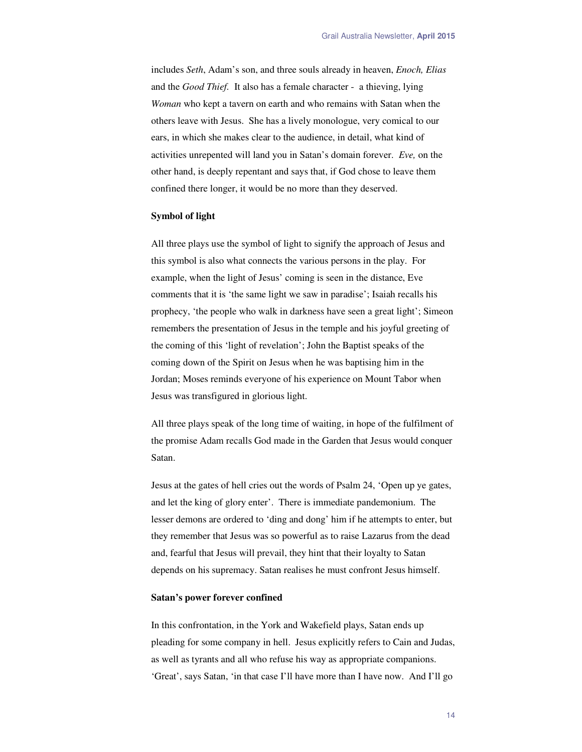includes *Seth*, Adam's son, and three souls already in heaven, *Enoch, Elias* and the *Good Thief*. It also has a female character - a thieving, lying *Woman* who kept a tavern on earth and who remains with Satan when the others leave with Jesus. She has a lively monologue, very comical to our ears, in which she makes clear to the audience, in detail, what kind of activities unrepented will land you in Satan's domain forever. *Eve,* on the other hand, is deeply repentant and says that, if God chose to leave them confined there longer, it would be no more than they deserved.

**Symbol of light**

All three plays use the symbol of light to signify the approach of Jesus and this symbol is also what connects the various persons in the play. For example, when the light of Jesus' coming is seen in the distance, Eve comments that it is 'the same light we saw in paradise'; Isaiah recalls his prophecy, 'the people who walk in darkness have seen a great light'; Simeon remembers the presentation of Jesus in the temple and his joyful greeting of the coming of this 'light of revelation'; John the Baptist speaks of the coming down of the Spirit on Jesus when he was baptising him in the Jordan; Moses reminds everyone of his experience on Mount Tabor when Jesus was transfigured in glorious light.

All three plays speak of the long time of waiting, in hope of the fulfilment of the promise Adam recalls God made in the Garden that Jesus would conquer Satan.

Jesus at the gates of hell cries out the words of Psalm 24, 'Open up ye gates, and let the king of glory enter'. There is immediate pandemonium. The lesser demons are ordered to 'ding and dong' him if he attempts to enter, but they remember that Jesus was so powerful as to raise Lazarus from the dead and, fearful that Jesus will prevail, they hint that their loyalty to Satan depends on his supremacy. Satan realises he must confront Jesus himself.

**Satan's power forever confined**

In this confrontation, in the York and Wakefield plays, Satan ends up pleading for some company in hell. Jesus explicitly refers to Cain and Judas, as well as tyrants and all who refuse his way as appropriate companions. 'Great', says Satan, 'in that case I'll have more than I have now. And I'll go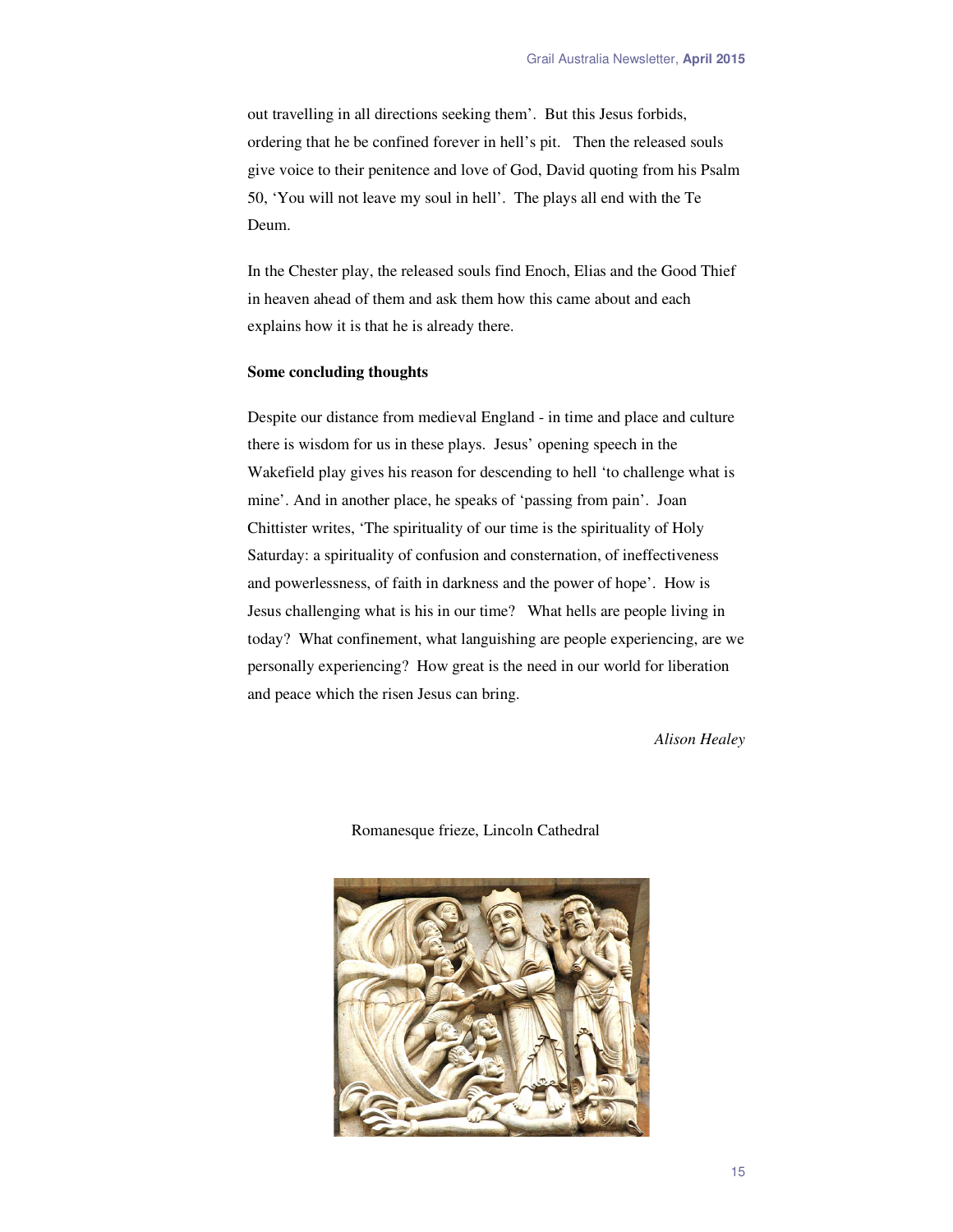out travelling in all directions seeking them'. But this Jesus forbids, ordering that he be confined forever in hell's pit. Then the released souls give voice to their penitence and love of God, David quoting from his Psalm 50, 'You will not leave my soul in hell'. The plays all end with the Te Deum.

In the Chester play, the released souls find Enoch, Elias and the Good Thief in heaven ahead of them and ask them how this came about and each explains how it is that he is already there.

**Some concluding thoughts**

Despite our distance from medieval England - in time and place and culture there is wisdom for us in these plays. Jesus' opening speech in the Wakefield play gives his reason for descending to hell 'to challenge what is mine'. And in another place, he speaks of 'passing from pain'. Joan Chittister writes, 'The spirituality of our time is the spirituality of Holy Saturday: a spirituality of confusion and consternation, of ineffectiveness and powerlessness, of faith in darkness and the power of hope'. How is Jesus challenging what is his in our time? What hells are people living in today? What confinement, what languishing are people experiencing, are we personally experiencing? How great is the need in our world for liberation and peace which the risen Jesus can bring.

*Alison Healey*

Romanesque frieze, Lincoln Cathedral